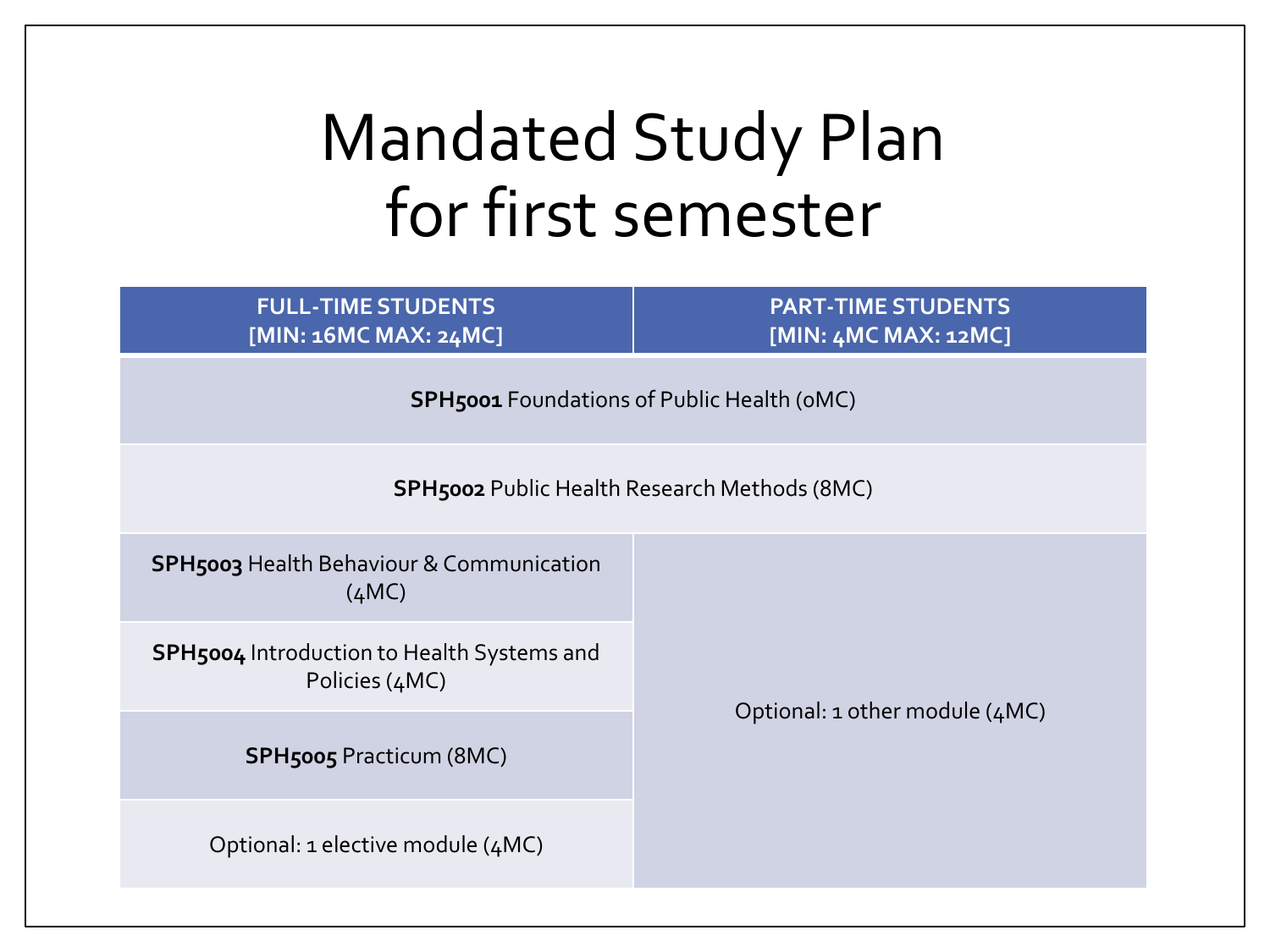# Mandated Study Plan for first semester

| FULL-TIME STUDENTS [MIN: 16MC MAX: 24MC] | PART-TIME STUDENTS [MIN: 4MC MAX: 12MC] |
|---|---|
| **SPH5001** Foundations of Public Health (0MC) | **SPH5001** Foundations of Public Health (0MC) |
| **SPH5002** Public Health Research Methods (8MC) | **SPH5002** Public Health Research Methods (8MC) |
| **SPH5003** Health Behaviour & Communication (4MC) | Optional: 1 other module (4MC) |
| **SPH5004** Introduction to Health Systems and Policies (4MC) | |
| **SPH5005** Practicum (8MC) | |
| Optional: 1 elective module (4MC) | |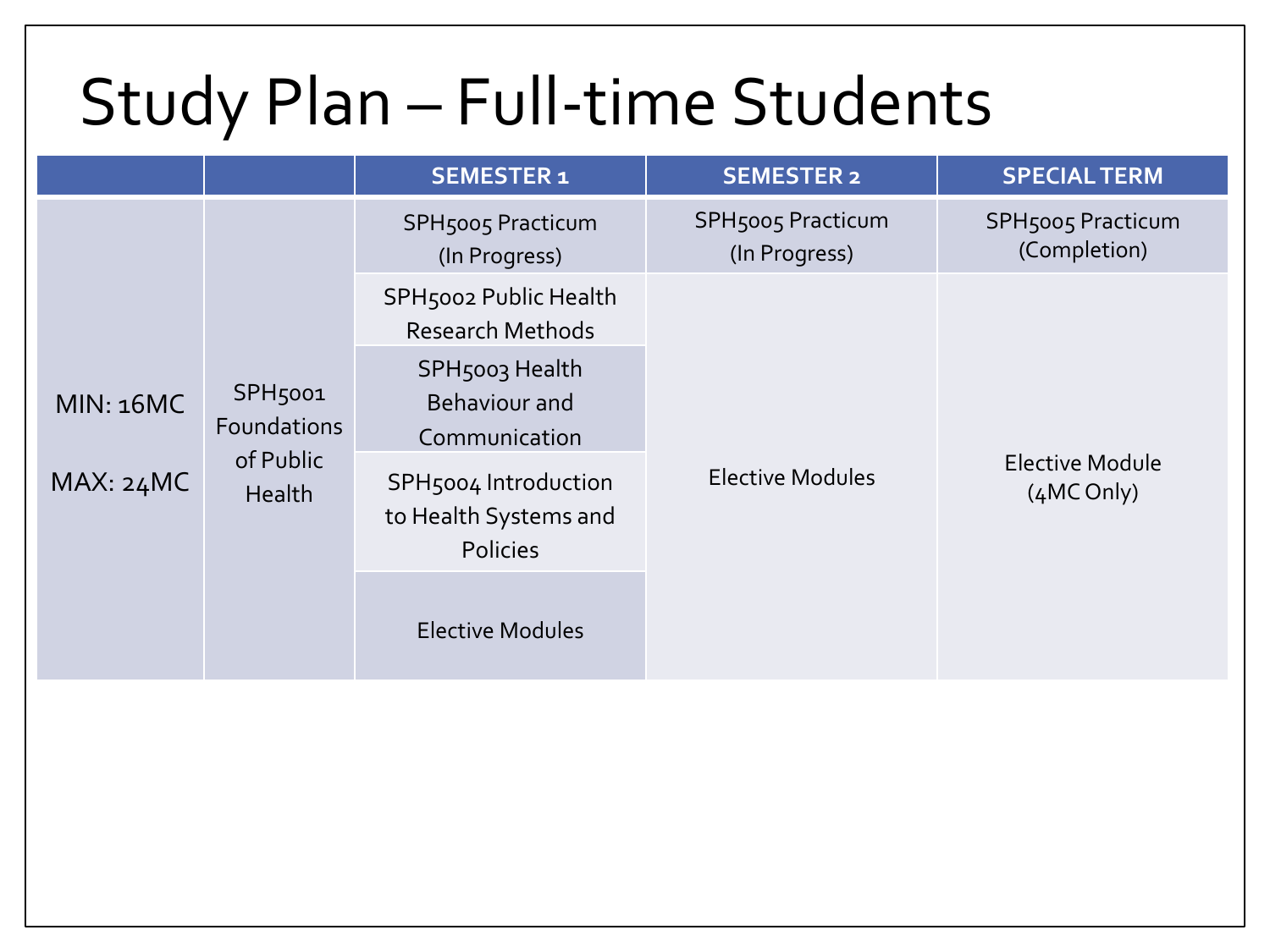# Study Plan – Full-time Students

| | | SEMESTER 1 | SEMESTER 2 | SPECIAL TERM |
|---|---|---|---|---|
| MIN: 16MC<br><br>MAX: 24MC | SPH5001 Foundations of Public Health | SPH5005 Practicum (In Progress) | SPH5005 Practicum (In Progress) | SPH5005 Practicum (Completion) |
| | | SPH5002 Public Health Research Methods | Elective Modules | Elective Module (4MC Only) |
| | | SPH5003 Health Behaviour and Communication | | |
| | | SPH5004 Introduction to Health Systems and Policies | | |
| | | Elective Modules | | |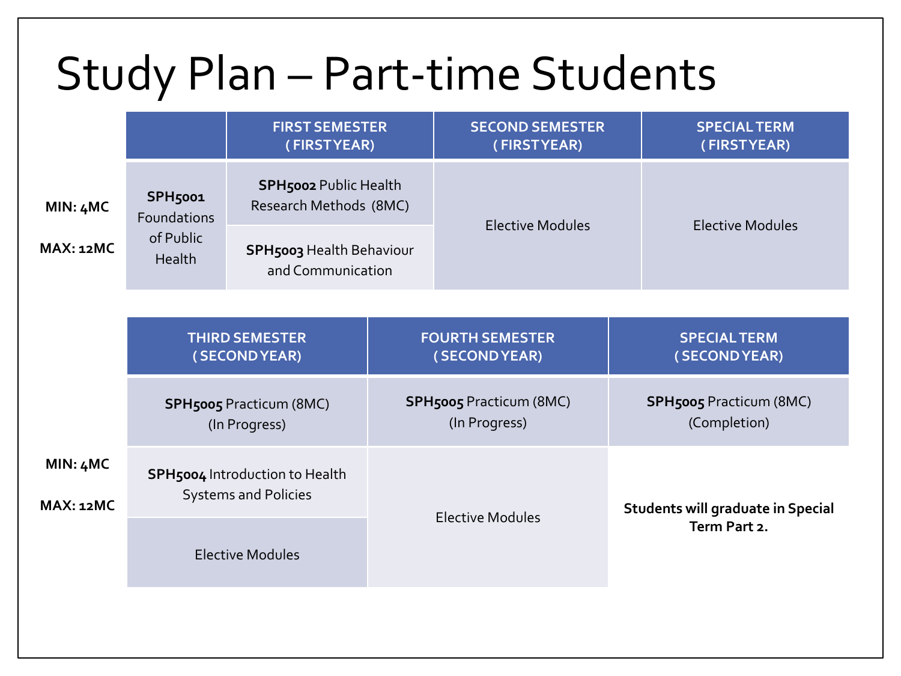# Study Plan – Part-time Students

| | | FIRST SEMESTER ( FIRST YEAR) | SECOND SEMESTER ( FIRST YEAR) | SPECIAL TERM ( FIRST YEAR) |
|---|---|---|---|---|
| **MIN: 4MC** **MAX: 12MC** | **SPH5001** Foundations of Public Health | **SPH5002** Public Health Research Methods (8MC) | Elective Modules | Elective Modules |
| | | **SPH5003** Health Behaviour and Communication | | |

| | THIRD SEMESTER ( SECOND YEAR) | FOURTH SEMESTER ( SECOND YEAR) | SPECIAL TERM ( SECOND YEAR) |
|---|---|---|---|
| | **SPH5005** Practicum (8MC) (In Progress) | **SPH5005** Practicum (8MC) (In Progress) | **SPH5005** Practicum (8MC) (Completion) |
| **MIN: 4MC** **MAX: 12MC** | **SPH5004** Introduction to Health Systems and Policies | Elective Modules | **Students will graduate in Special Term Part 2.** |
| | Elective Modules | | |